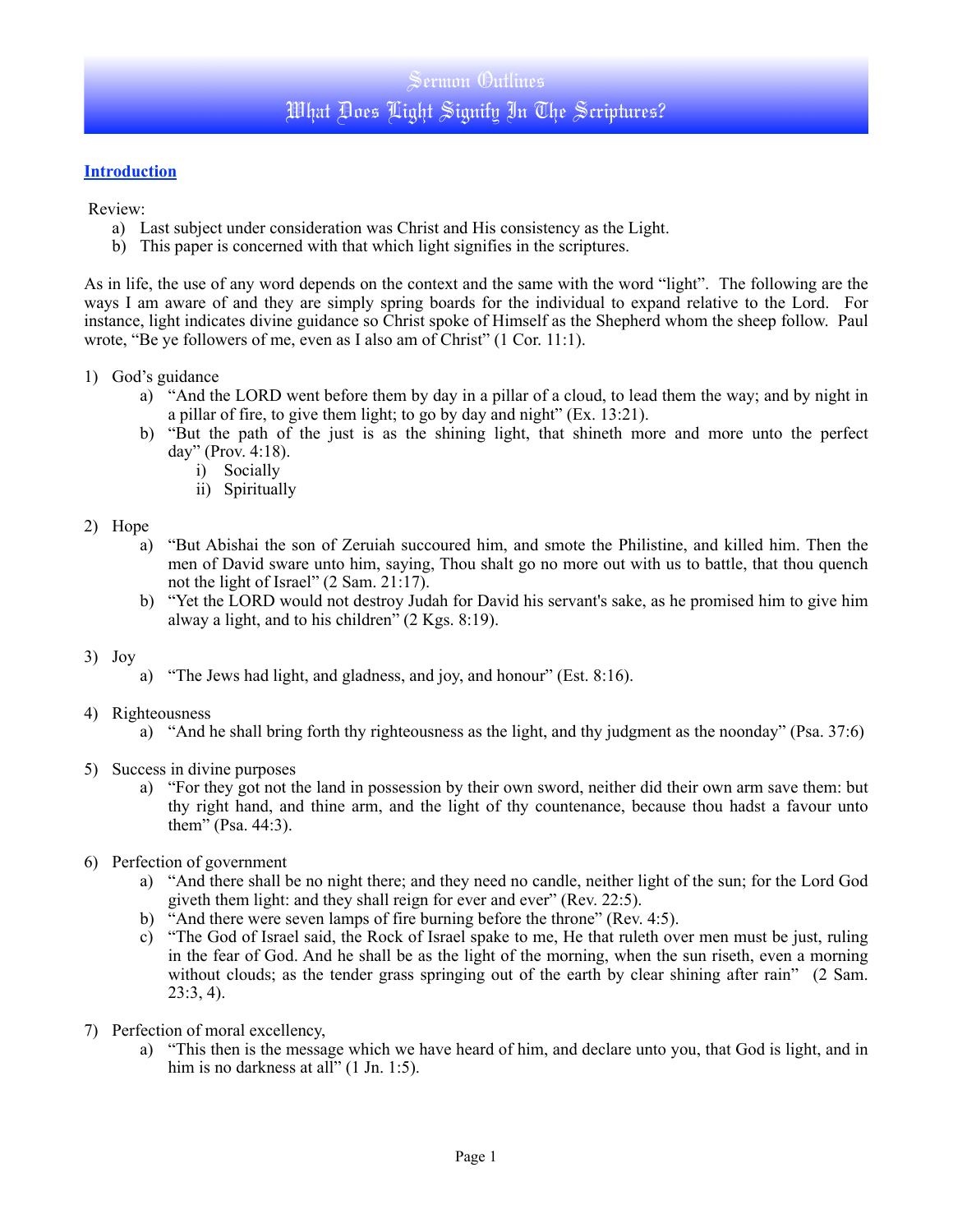# Sermon Outlines

## What Does Light Signify In The Scriptures?

### Introduction

Review:

a) Last subject under consideration was Christ and His consistency as the Light.
b) This paper is concerned with that which light signifies in the scriptures.

As in life, the use of any word depends on the context and the same with the word "light". The following are the ways I am aware of and they are simply spring boards for the individual to expand relative to the Lord. For instance, light indicates divine guidance so Christ spoke of Himself as the Shepherd whom the sheep follow. Paul wrote, "Be ye followers of me, even as I also am of Christ" (1 Cor. 11:1).

1) God's guidance
    a) "And the LORD went before them by day in a pillar of a cloud, to lead them the way; and by night in a pillar of fire, to give them light; to go by day and night" (Ex. 13:21).
    b) "But the path of the just is as the shining light, that shineth more and more unto the perfect day" (Prov. 4:18).
        i) Socially
        ii) Spiritually

2) Hope
    a) "But Abishai the son of Zeruiah succoured him, and smote the Philistine, and killed him. Then the men of David sware unto him, saying, Thou shalt go no more out with us to battle, that thou quench not the light of Israel" (2 Sam. 21:17).
    b) "Yet the LORD would not destroy Judah for David his servant's sake, as he promised him to give him alway a light, and to his children" (2 Kgs. 8:19).

3) Joy
    a) "The Jews had light, and gladness, and joy, and honour" (Est. 8:16).

4) Righteousness
    a) "And he shall bring forth thy righteousness as the light, and thy judgment as the noonday" (Psa. 37:6)

5) Success in divine purposes
    a) "For they got not the land in possession by their own sword, neither did their own arm save them: but thy right hand, and thine arm, and the light of thy countenance, because thou hadst a favour unto them" (Psa. 44:3).

6) Perfection of government
    a) "And there shall be no night there; and they need no candle, neither light of the sun; for the Lord God giveth them light: and they shall reign for ever and ever" (Rev. 22:5).
    b) "And there were seven lamps of fire burning before the throne" (Rev. 4:5).
    c) "The God of Israel said, the Rock of Israel spake to me, He that ruleth over men must be just, ruling in the fear of God. And he shall be as the light of the morning, when the sun riseth, even a morning without clouds; as the tender grass springing out of the earth by clear shining after rain" (2 Sam. 23:3, 4).

7) Perfection of moral excellency,
    a) "This then is the message which we have heard of him, and declare unto you, that God is light, and in him is no darkness at all" (1 Jn. 1:5).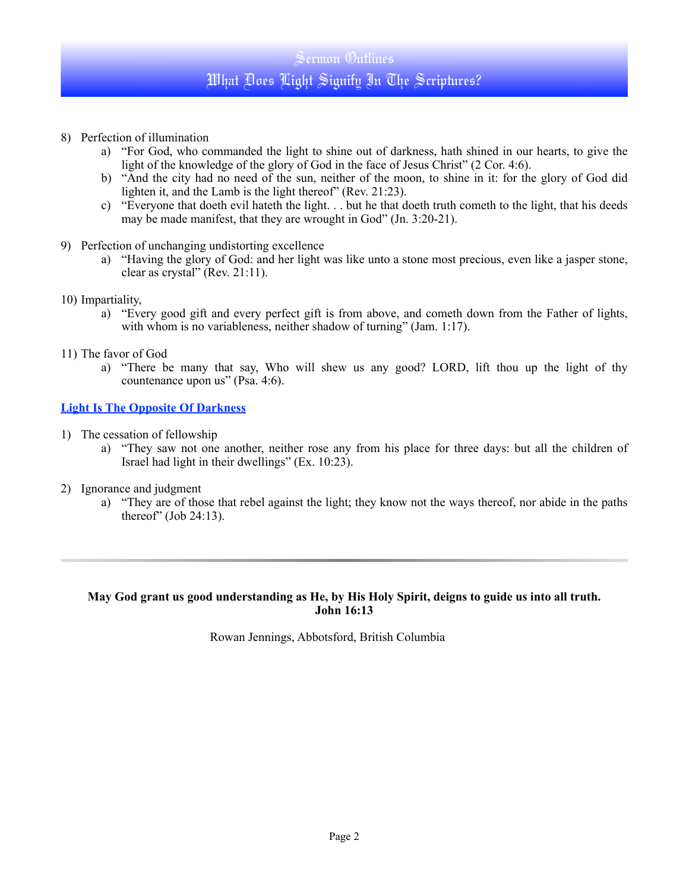8) Perfection of illumination
    a) "For God, who commanded the light to shine out of darkness, hath shined in our hearts, to give the light of the knowledge of the glory of God in the face of Jesus Christ" (2 Cor. 4:6).
    b) "And the city had no need of the sun, neither of the moon, to shine in it: for the glory of God did lighten it, and the Lamb is the light thereof" (Rev. 21:23).
    c) "Everyone that doeth evil hateth the light. . . but he that doeth truth cometh to the light, that his deeds may be made manifest, that they are wrought in God" (Jn. 3:20-21).

9) Perfection of unchanging undistorting excellence
    a) "Having the glory of God: and her light was like unto a stone most precious, even like a jasper stone, clear as crystal" (Rev. 21:11).

10) Impartiality,
    a) "Every good gift and every perfect gift is from above, and cometh down from the Father of lights, with whom is no variableness, neither shadow of turning" (Jam. 1:17).

11) The favor of God
    a) "There be many that say, Who will shew us any good? LORD, lift thou up the light of thy countenance upon us" (Psa. 4:6).

## Light Is The Opposite Of Darkness

1) The cessation of fellowship
    a) "They saw not one another, neither rose any from his place for three days: but all the children of Israel had light in their dwellings" (Ex. 10:23).

2) Ignorance and judgment
    a) "They are of those that rebel against the light; they know not the ways thereof, nor abide in the paths thereof" (Job 24:13).

---

**May God grant us good understanding as He, by His Holy Spirit, deigns to guide us into all truth. John 16:13**

Rowan Jennings, Abbotsford, British Columbia